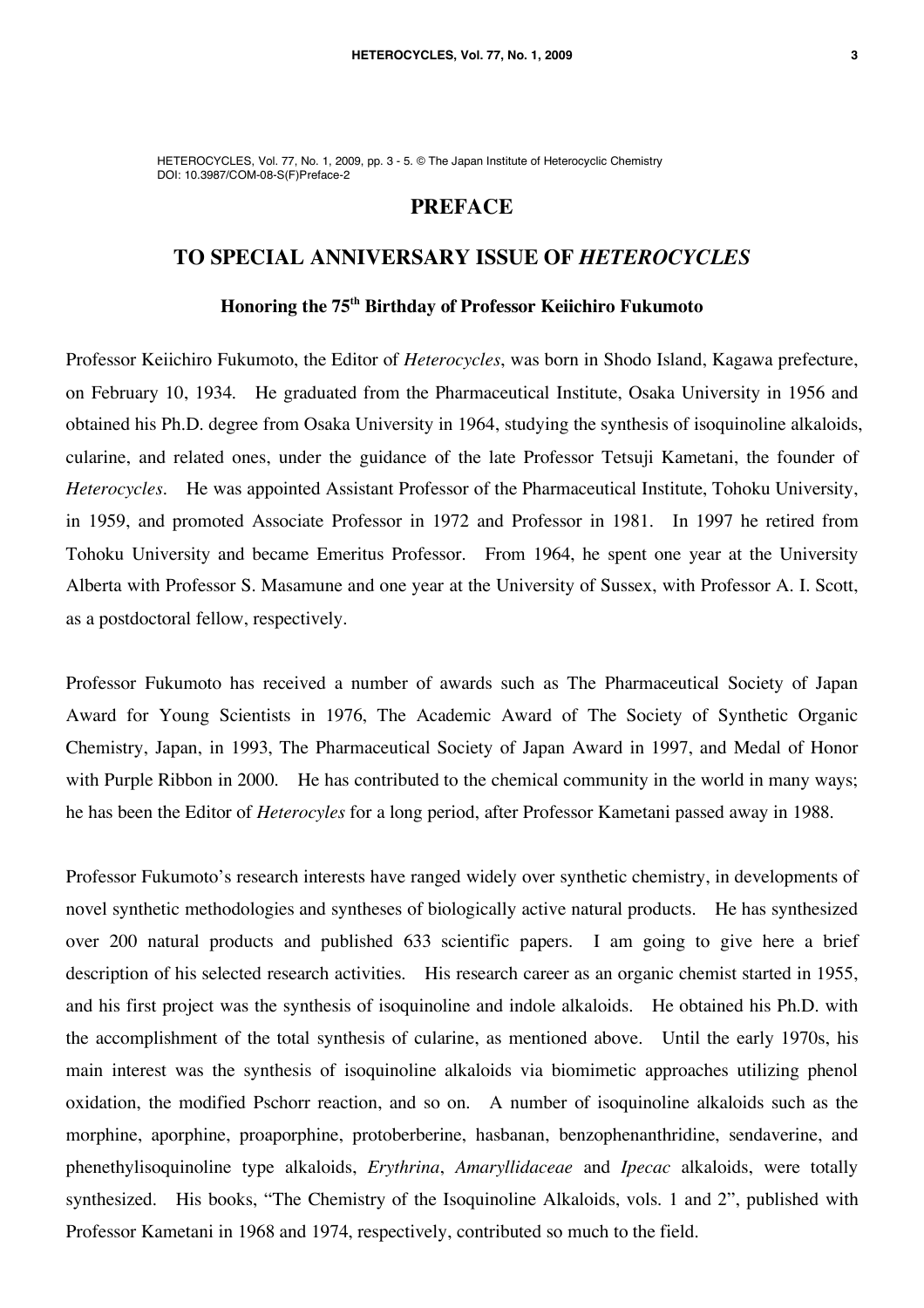HETEROCYCLES, Vol. 77, No. 1, 2009, pp. 3 - 5. © The Japan Institute of Heterocyclic Chemistry
DOI: 10.3987/COM-08-S(F)Preface-2

# PREFACE

## TO SPECIAL ANNIVERSARY ISSUE OF *HETEROCYCLES*

### Honoring the 75th Birthday of Professor Keiichiro Fukumoto

Professor Keiichiro Fukumoto, the Editor of *Heterocycles*, was born in Shodo Island, Kagawa prefecture, on February 10, 1934. He graduated from the Pharmaceutical Institute, Osaka University in 1956 and obtained his Ph.D. degree from Osaka University in 1964, studying the synthesis of isoquinoline alkaloids, cularine, and related ones, under the guidance of the late Professor Tetsuji Kametani, the founder of *Heterocycles*. He was appointed Assistant Professor of the Pharmaceutical Institute, Tohoku University, in 1959, and promoted Associate Professor in 1972 and Professor in 1981. In 1997 he retired from Tohoku University and became Emeritus Professor. From 1964, he spent one year at the University Alberta with Professor S. Masamune and one year at the University of Sussex, with Professor A. I. Scott, as a postdoctoral fellow, respectively.

Professor Fukumoto has received a number of awards such as The Pharmaceutical Society of Japan Award for Young Scientists in 1976, The Academic Award of The Society of Synthetic Organic Chemistry, Japan, in 1993, The Pharmaceutical Society of Japan Award in 1997, and Medal of Honor with Purple Ribbon in 2000. He has contributed to the chemical community in the world in many ways; he has been the Editor of *Heterocyles* for a long period, after Professor Kametani passed away in 1988.

Professor Fukumoto's research interests have ranged widely over synthetic chemistry, in developments of novel synthetic methodologies and syntheses of biologically active natural products. He has synthesized over 200 natural products and published 633 scientific papers. I am going to give here a brief description of his selected research activities. His research career as an organic chemist started in 1955, and his first project was the synthesis of isoquinoline and indole alkaloids. He obtained his Ph.D. with the accomplishment of the total synthesis of cularine, as mentioned above. Until the early 1970s, his main interest was the synthesis of isoquinoline alkaloids via biomimetic approaches utilizing phenol oxidation, the modified Pschorr reaction, and so on. A number of isoquinoline alkaloids such as the morphine, aporphine, proaporphine, protoberberine, hasbanan, benzophenanthridine, sendaverine, and phenethylisoquinoline type alkaloids, *Erythrina*, *Amaryllidaceae* and *Ipecac* alkaloids, were totally synthesized. His books, "The Chemistry of the Isoquinoline Alkaloids, vols. 1 and 2", published with Professor Kametani in 1968 and 1974, respectively, contributed so much to the field.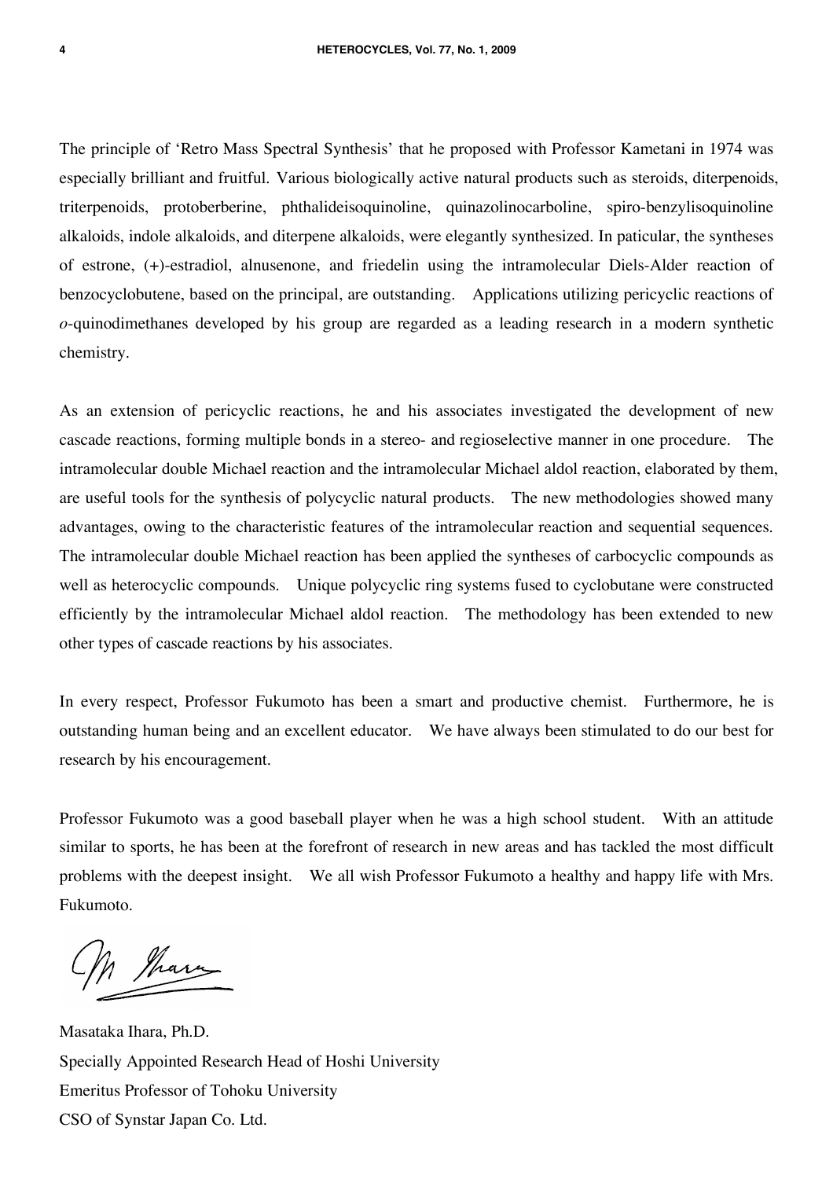The principle of 'Retro Mass Spectral Synthesis' that he proposed with Professor Kametani in 1974 was especially brilliant and fruitful. Various biologically active natural products such as steroids, diterpenoids, triterpenoids, protoberberine, phthalideisoquinoline, quinazolinocarboline, spiro-benzylisoquinoline alkaloids, indole alkaloids, and diterpene alkaloids, were elegantly synthesized. In paticular, the syntheses of estrone, (+)-estradiol, alnusenone, and friedelin using the intramolecular Diels-Alder reaction of benzocyclobutene, based on the principal, are outstanding. Applications utilizing pericyclic reactions of *o*-quinodimethanes developed by his group are regarded as a leading research in a modern synthetic chemistry.

As an extension of pericyclic reactions, he and his associates investigated the development of new cascade reactions, forming multiple bonds in a stereo- and regioselective manner in one procedure. The intramolecular double Michael reaction and the intramolecular Michael aldol reaction, elaborated by them, are useful tools for the synthesis of polycyclic natural products. The new methodologies showed many advantages, owing to the characteristic features of the intramolecular reaction and sequential sequences. The intramolecular double Michael reaction has been applied the syntheses of carbocyclic compounds as well as heterocyclic compounds. Unique polycyclic ring systems fused to cyclobutane were constructed efficiently by the intramolecular Michael aldol reaction. The methodology has been extended to new other types of cascade reactions by his associates.

In every respect, Professor Fukumoto has been a smart and productive chemist. Furthermore, he is outstanding human being and an excellent educator. We have always been stimulated to do our best for research by his encouragement.

Professor Fukumoto was a good baseball player when he was a high school student. With an attitude similar to sports, he has been at the forefront of research in new areas and has tackled the most difficult problems with the deepest insight. We all wish Professor Fukumoto a healthy and happy life with Mrs. Fukumoto.

Masataka Ihara, Ph.D.
Specially Appointed Research Head of Hoshi University
Emeritus Professor of Tohoku University
CSO of Synstar Japan Co. Ltd.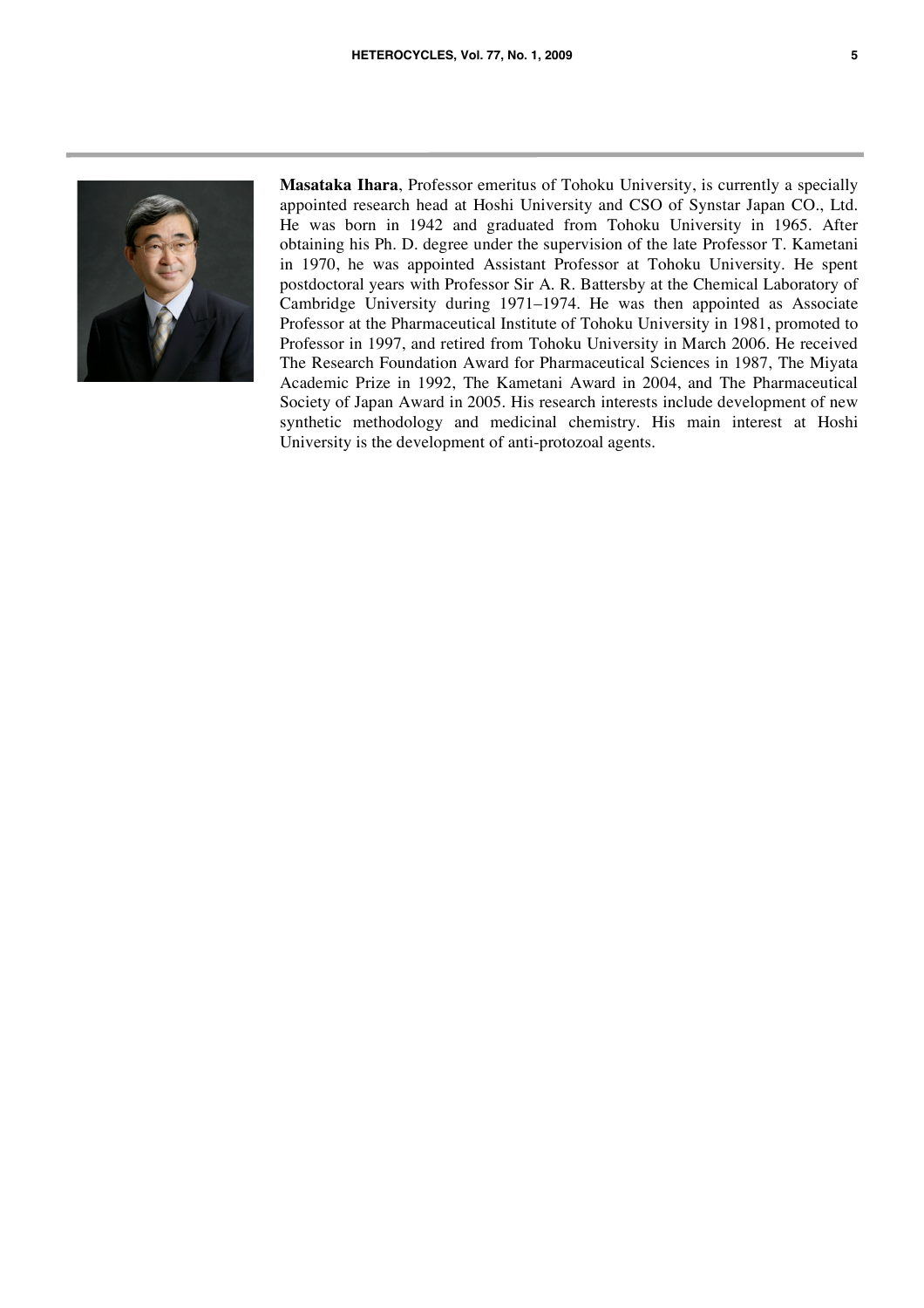**Masataka Ihara**, Professor emeritus of Tohoku University, is currently a specially appointed research head at Hoshi University and CSO of Synstar Japan CO., Ltd. He was born in 1942 and graduated from Tohoku University in 1965. After obtaining his Ph. D. degree under the supervision of the late Professor T. Kametani in 1970, he was appointed Assistant Professor at Tohoku University. He spent postdoctoral years with Professor Sir A. R. Battersby at the Chemical Laboratory of Cambridge University during 1971–1974. He was then appointed as Associate Professor at the Pharmaceutical Institute of Tohoku University in 1981, promoted to Professor in 1997, and retired from Tohoku University in March 2006. He received The Research Foundation Award for Pharmaceutical Sciences in 1987, The Miyata Academic Prize in 1992, The Kametani Award in 2004, and The Pharmaceutical Society of Japan Award in 2005. His research interests include development of new synthetic methodology and medicinal chemistry. His main interest at Hoshi University is the development of anti-protozoal agents.